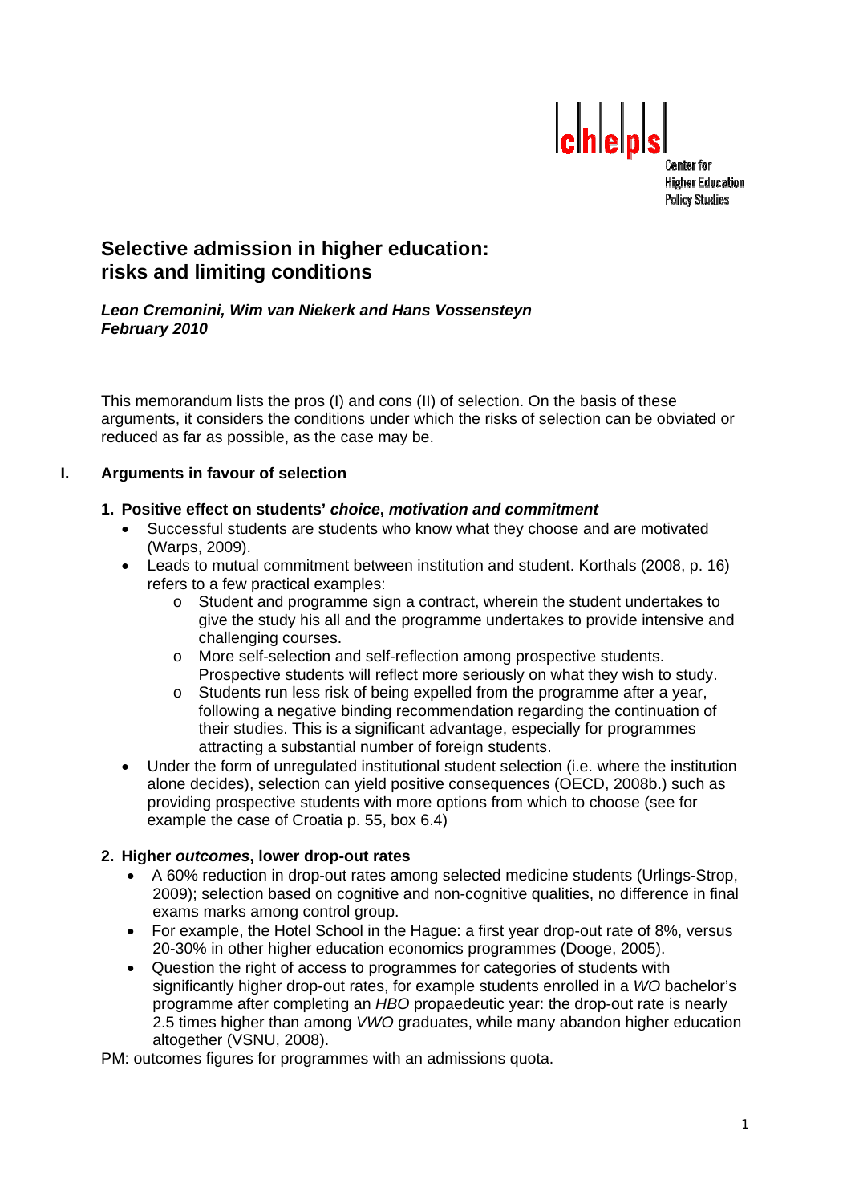chеps
Center for Higher Education Policy Studies

# Selective admission in higher education: risks and limiting conditions

***Leon Cremonini, Wim van Niekerk and Hans Vossensteyn***
***February 2010***

This memorandum lists the pros (I) and cons (II) of selection. On the basis of these arguments, it considers the conditions under which the risks of selection can be obviated or reduced as far as possible, as the case may be.

## I. Arguments in favour of selection

### 1. Positive effect on students' *choice*, *motivation and commitment*

- Successful students are students who know what they choose and are motivated (Warps, 2009).
- Leads to mutual commitment between institution and student. Korthals (2008, p. 16) refers to a few practical examples:
  - Student and programme sign a contract, wherein the student undertakes to give the study his all and the programme undertakes to provide intensive and challenging courses.
  - More self-selection and self-reflection among prospective students. Prospective students will reflect more seriously on what they wish to study.
  - Students run less risk of being expelled from the programme after a year, following a negative binding recommendation regarding the continuation of their studies. This is a significant advantage, especially for programmes attracting a substantial number of foreign students.
- Under the form of unregulated institutional student selection (i.e. where the institution alone decides), selection can yield positive consequences (OECD, 2008b.) such as providing prospective students with more options from which to choose (see for example the case of Croatia p. 55, box 6.4)

### 2. Higher *outcomes*, lower drop-out rates

- A 60% reduction in drop-out rates among selected medicine students (Urlings-Strop, 2009); selection based on cognitive and non-cognitive qualities, no difference in final exams marks among control group.
- For example, the Hotel School in the Hague: a first year drop-out rate of 8%, versus 20-30% in other higher education economics programmes (Dooge, 2005).
- Question the right of access to programmes for categories of students with significantly higher drop-out rates, for example students enrolled in a *WO* bachelor's programme after completing an *HBO* propaedeutic year: the drop-out rate is nearly 2.5 times higher than among *VWO* graduates, while many abandon higher education altogether (VSNU, 2008).

PM: outcomes figures for programmes with an admissions quota.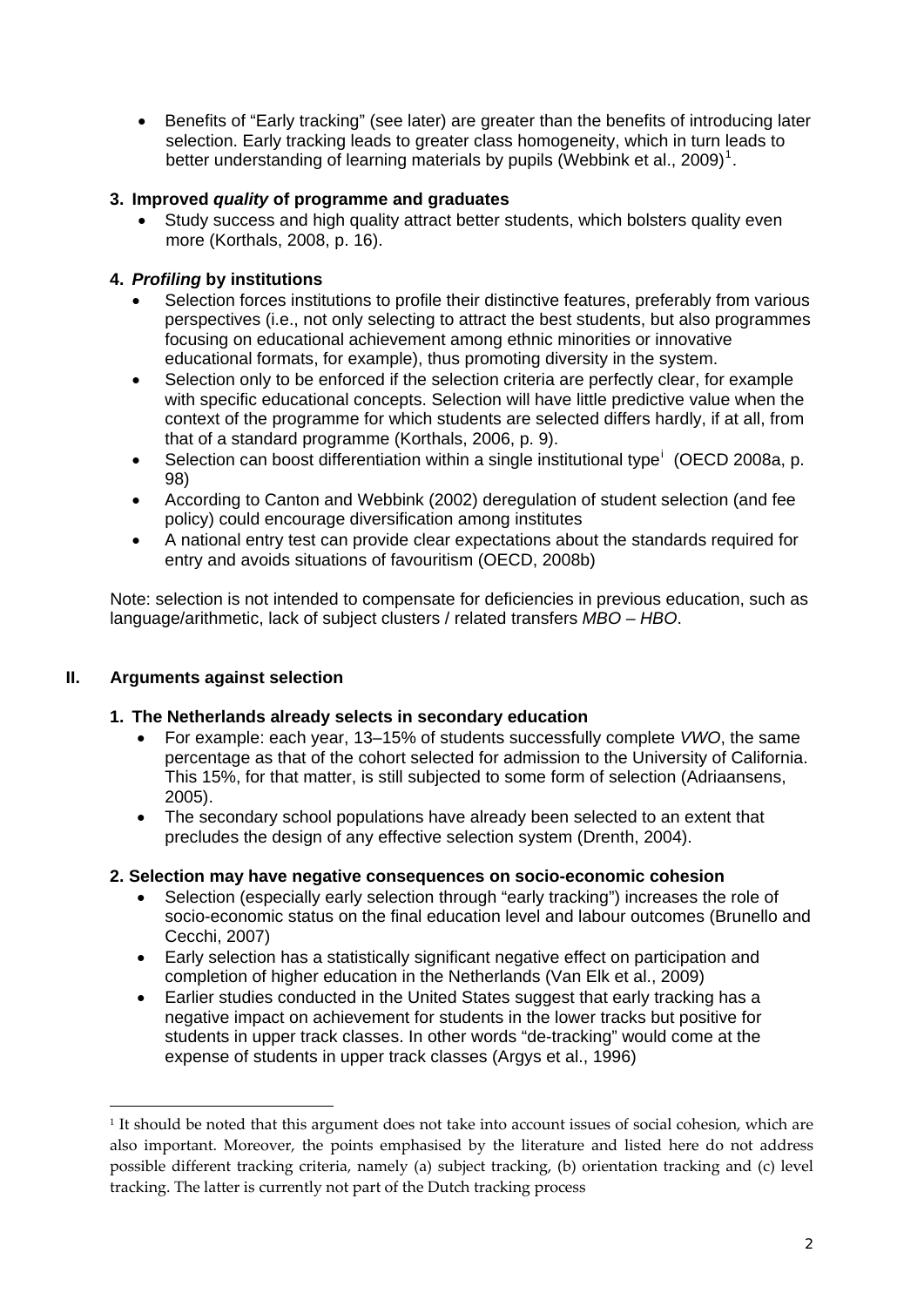- Benefits of "Early tracking" (see later) are greater than the benefits of introducing later selection. Early tracking leads to greater class homogeneity, which in turn leads to better understanding of learning materials by pupils (Webbink et al., 2009)[1].

### 3. Improved *quality* of programme and graduates

- Study success and high quality attract better students, which bolsters quality even more (Korthals, 2008, p. 16).

### 4. *Profiling* by institutions

- Selection forces institutions to profile their distinctive features, preferably from various perspectives (i.e., not only selecting to attract the best students, but also programmes focusing on educational achievement among ethnic minorities or innovative educational formats, for example), thus promoting diversity in the system.
- Selection only to be enforced if the selection criteria are perfectly clear, for example with specific educational concepts. Selection will have little predictive value when the context of the programme for which students are selected differs hardly, if at all, from that of a standard programme (Korthals, 2006, p. 9).
- Selection can boost differentiation within a single institutional type[i] (OECD 2008a, p. 98)
- According to Canton and Webbink (2002) deregulation of student selection (and fee policy) could encourage diversification among institutes
- A national entry test can provide clear expectations about the standards required for entry and avoids situations of favouritism (OECD, 2008b)

Note: selection is not intended to compensate for deficiencies in previous education, such as language/arithmetic, lack of subject clusters / related transfers *MBO – HBO*.

## II. Arguments against selection

### 1. The Netherlands already selects in secondary education

- For example: each year, 13–15% of students successfully complete *VWO*, the same percentage as that of the cohort selected for admission to the University of California. This 15%, for that matter, is still subjected to some form of selection (Adriaansens, 2005).
- The secondary school populations have already been selected to an extent that precludes the design of any effective selection system (Drenth, 2004).

### 2. Selection may have negative consequences on socio-economic cohesion

- Selection (especially early selection through "early tracking") increases the role of socio-economic status on the final education level and labour outcomes (Brunello and Cecchi, 2007)
- Early selection has a statistically significant negative effect on participation and completion of higher education in the Netherlands (Van Elk et al., 2009)
- Earlier studies conducted in the United States suggest that early tracking has a negative impact on achievement for students in the lower tracks but positive for students in upper track classes. In other words "de-tracking" would come at the expense of students in upper track classes (Argys et al., 1996)

[1] It should be noted that this argument does not take into account issues of social cohesion, which are also important. Moreover, the points emphasised by the literature and listed here do not address possible different tracking criteria, namely (a) subject tracking, (b) orientation tracking and (c) level tracking. The latter is currently not part of the Dutch tracking process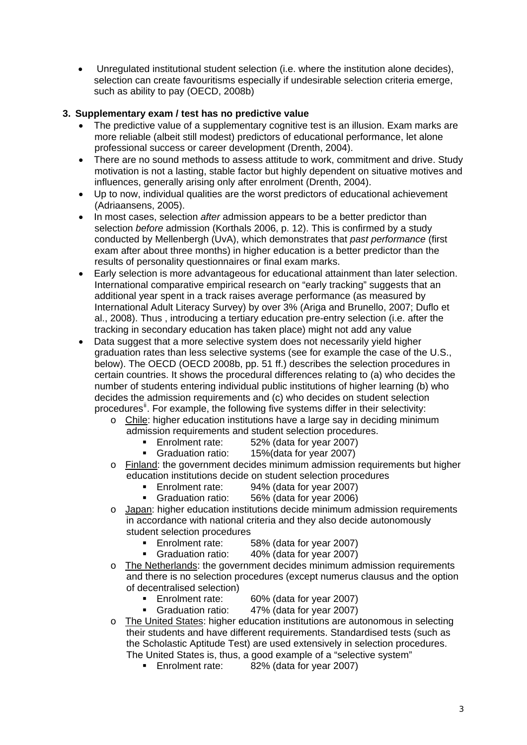- Unregulated institutional student selection (i.e. where the institution alone decides), selection can create favouritisms especially if undesirable selection criteria emerge, such as ability to pay (OECD, 2008b)

**3. Supplementary exam / test has no predictive value**

- The predictive value of a supplementary cognitive test is an illusion. Exam marks are more reliable (albeit still modest) predictors of educational performance, let alone professional success or career development (Drenth, 2004).
- There are no sound methods to assess attitude to work, commitment and drive. Study motivation is not a lasting, stable factor but highly dependent on situative motives and influences, generally arising only after enrolment (Drenth, 2004).
- Up to now, individual qualities are the worst predictors of educational achievement (Adriaansens, 2005).
- In most cases, selection *after* admission appears to be a better predictor than selection *before* admission (Korthals 2006, p. 12). This is confirmed by a study conducted by Mellenbergh (UvA), which demonstrates that *past performance* (first exam after about three months) in higher education is a better predictor than the results of personality questionnaires or final exam marks.
- Early selection is more advantageous for educational attainment than later selection. International comparative empirical research on "early tracking" suggests that an additional year spent in a track raises average performance (as measured by International Adult Literacy Survey) by over 3% (Ariga and Brunello, 2007; Duflo et al., 2008). Thus , introducing a tertiary education pre-entry selection (i.e. after the tracking in secondary education has taken place) might not add any value
- Data suggest that a more selective system does not necessarily yield higher graduation rates than less selective systems (see for example the case of the U.S., below). The OECD (OECD 2008b, pp. 51 ff.) describes the selection procedures in certain countries. It shows the procedural differences relating to (a) who decides the number of students entering individual public institutions of higher learning (b) who decides the admission requirements and (c) who decides on student selection procedures[ii]. For example, the following five systems differ in their selectivity:
    - Chile: higher education institutions have a large say in deciding minimum admission requirements and student selection procedures.
        - Enrolment rate: 52% (data for year 2007)
        - Graduation ratio: 15%(data for year 2007)
    - Finland: the government decides minimum admission requirements but higher education institutions decide on student selection procedures
        - Enrolment rate: 94% (data for year 2007)
        - Graduation ratio: 56% (data for year 2006)
    - Japan: higher education institutions decide minimum admission requirements in accordance with national criteria and they also decide autonomously student selection procedures
        - Enrolment rate: 58% (data for year 2007)
        - Graduation ratio: 40% (data for year 2007)
    - The Netherlands: the government decides minimum admission requirements and there is no selection procedures (except numerus clausus and the option of decentralised selection)
        - Enrolment rate: 60% (data for year 2007)
        - Graduation ratio: 47% (data for year 2007)
    - The United States: higher education institutions are autonomous in selecting their students and have different requirements. Standardised tests (such as the Scholastic Aptitude Test) are used extensively in selection procedures. The United States is, thus, a good example of a "selective system"
        - Enrolment rate: 82% (data for year 2007)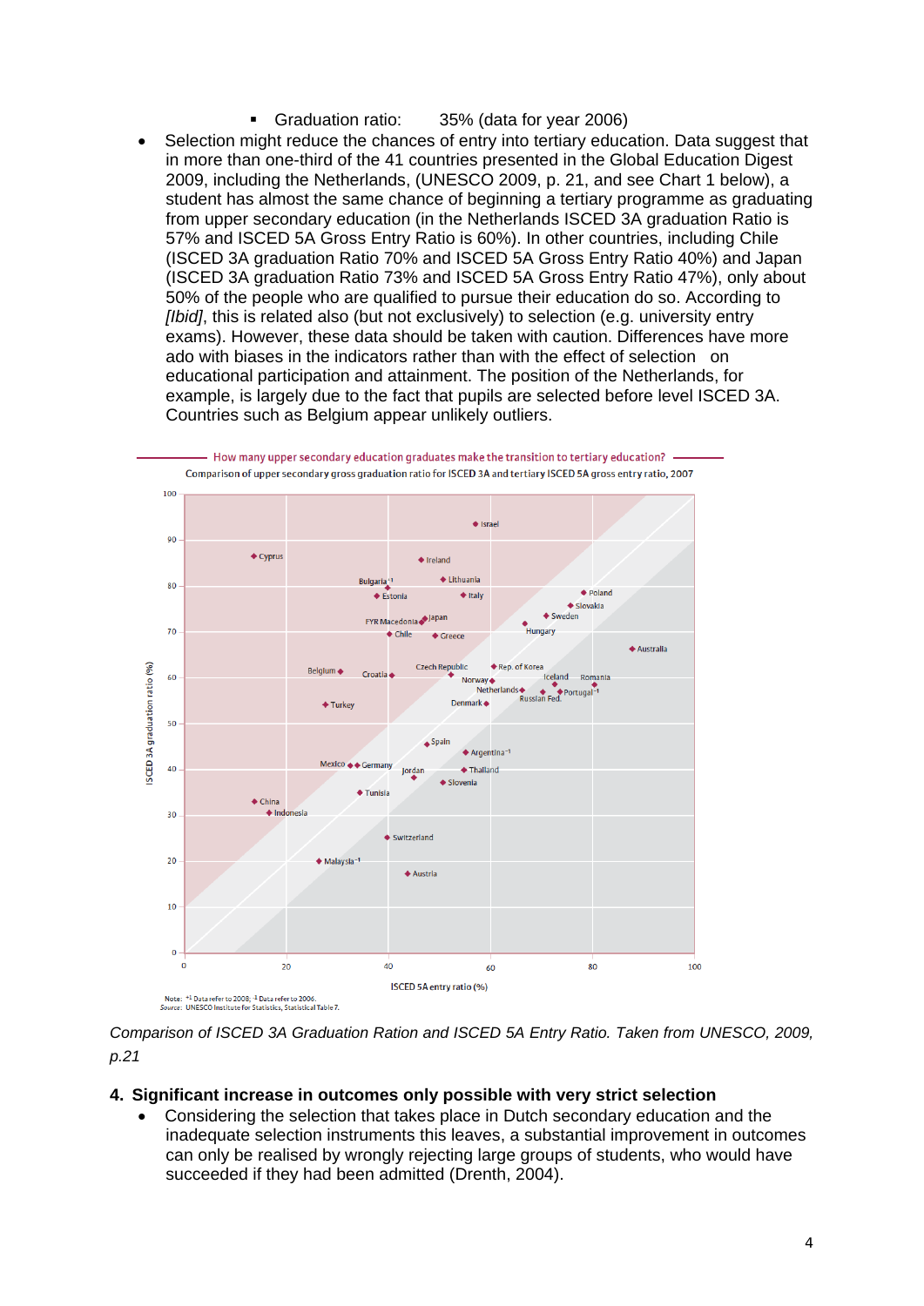- Graduation ratio: 35% (data for year 2006)

- Selection might reduce the chances of entry into tertiary education. Data suggest that in more than one-third of the 41 countries presented in the Global Education Digest 2009, including the Netherlands, (UNESCO 2009, p. 21, and see Chart 1 below), a student has almost the same chance of beginning a tertiary programme as graduating from upper secondary education (in the Netherlands ISCED 3A graduation Ratio is 57% and ISCED 5A Gross Entry Ratio is 60%). In other countries, including Chile (ISCED 3A graduation Ratio 70% and ISCED 5A Gross Entry Ratio 40%) and Japan (ISCED 3A graduation Ratio 73% and ISCED 5A Gross Entry Ratio 47%), only about 50% of the people who are qualified to pursue their education do so. According to *[Ibid]*, this is related also (but not exclusively) to selection (e.g. university entry exams). However, these data should be taken with caution. Differences have more ado with biases in the indicators rather than with the effect of selection on educational participation and attainment. The position of the Netherlands, for example, is largely due to the fact that pupils are selected before level ISCED 3A. Countries such as Belgium appear unlikely outliers.

*Comparison of ISCED 3A Graduation Ration and ISCED 5A Entry Ratio. Taken from UNESCO, 2009, p.21*

## 4. Significant increase in outcomes only possible with very strict selection

- Considering the selection that takes place in Dutch secondary education and the inadequate selection instruments this leaves, a substantial improvement in outcomes can only be realised by wrongly rejecting large groups of students, who would have succeeded if they had been admitted (Drenth, 2004).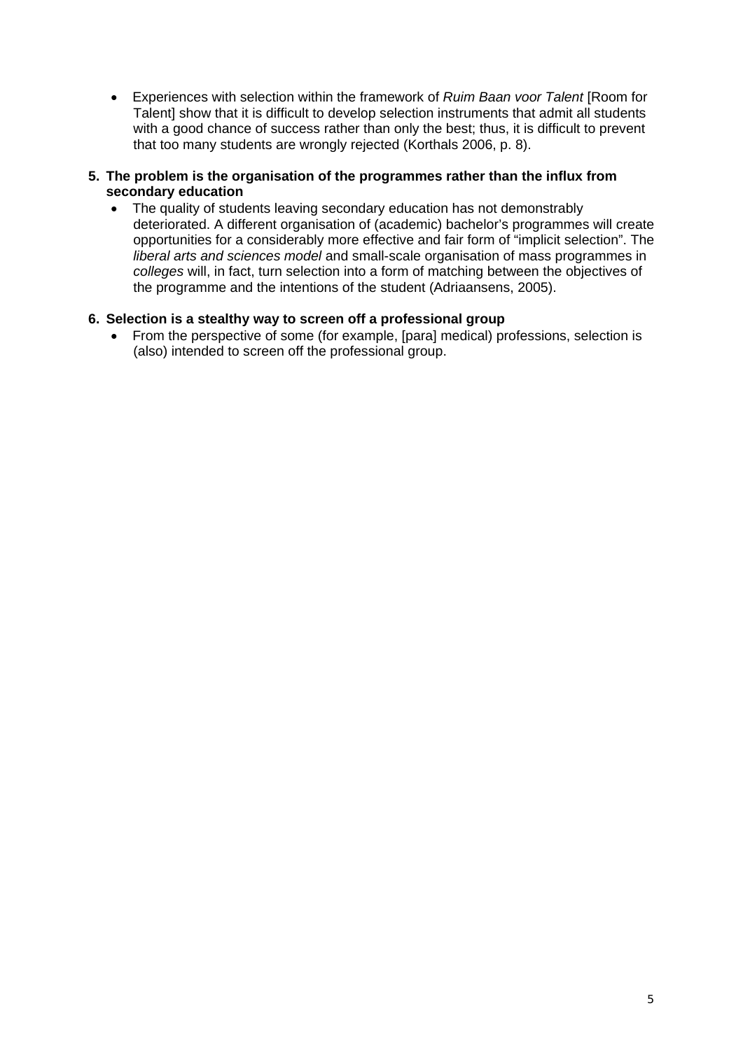- Experiences with selection within the framework of *Ruim Baan voor Talent* [Room for Talent] show that it is difficult to develop selection instruments that admit all students with a good chance of success rather than only the best; thus, it is difficult to prevent that too many students are wrongly rejected (Korthals 2006, p. 8).

5. **The problem is the organisation of the programmes rather than the influx from secondary education**
   - The quality of students leaving secondary education has not demonstrably deteriorated. A different organisation of (academic) bachelor's programmes will create opportunities for a considerably more effective and fair form of "implicit selection". The *liberal arts and sciences model* and small-scale organisation of mass programmes in *colleges* will, in fact, turn selection into a form of matching between the objectives of the programme and the intentions of the student (Adriaansens, 2005).

6. **Selection is a stealthy way to screen off a professional group**
   - From the perspective of some (for example, [para] medical) professions, selection is (also) intended to screen off the professional group.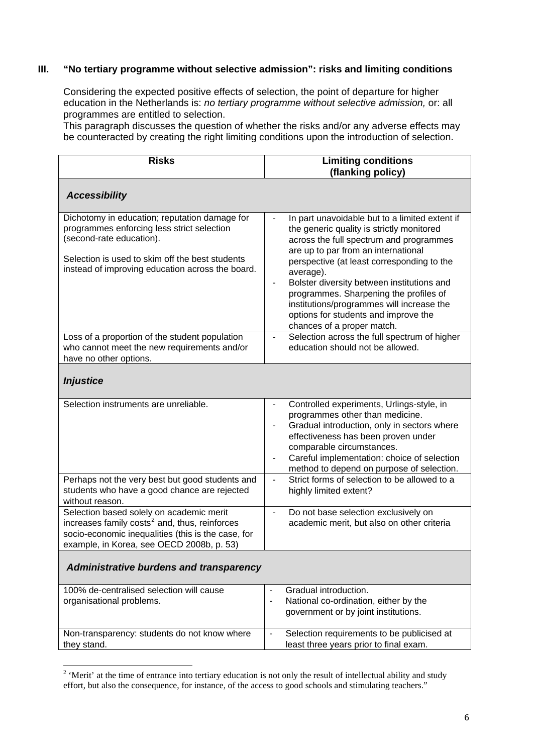## III. "No tertiary programme without selective admission": risks and limiting conditions

Considering the expected positive effects of selection, the point of departure for higher education in the Netherlands is: *no tertiary programme without selective admission,* or: all programmes are entitled to selection.
This paragraph discusses the question of whether the risks and/or any adverse effects may be counteracted by creating the right limiting conditions upon the introduction of selection.

| Risks | Limiting conditions (flanking policy) |
|---|---|
| ***Accessibility*** | |
| Dichotomy in education; reputation damage for programmes enforcing less strict selection (second-rate education).<br><br>Selection is used to skim off the best students instead of improving education across the board. | - In part unavoidable but to a limited extent if the generic quality is strictly monitored across the full spectrum and programmes are up to par from an international perspective (at least corresponding to the average).<br>- Bolster diversity between institutions and programmes. Sharpening the profiles of institutions/programmes will increase the options for students and improve the chances of a proper match. |
| Loss of a proportion of the student population who cannot meet the new requirements and/or have no other options. | - Selection across the full spectrum of higher education should not be allowed. |
| ***Injustice*** | |
| Selection instruments are unreliable. | - Controlled experiments, Urlings-style, in programmes other than medicine.<br>- Gradual introduction, only in sectors where effectiveness has been proven under comparable circumstances.<br>- Careful implementation: choice of selection method to depend on purpose of selection. |
| Perhaps not the very best but good students and students who have a good chance are rejected without reason. | - Strict forms of selection to be allowed to a highly limited extent? |
| Selection based solely on academic merit increases family costs[2] and, thus, reinforces socio-economic inequalities (this is the case, for example, in Korea, see OECD 2008b, p. 53) | - Do not base selection exclusively on academic merit, but also on other criteria |
| ***Administrative burdens and transparency*** | |
| 100% de-centralised selection will cause organisational problems. | - Gradual introduction.<br>- National co-ordination, either by the government or by joint institutions. |
| Non-transparency: students do not know where they stand. | - Selection requirements to be publicised at least three years prior to final exam. |

[2] 'Merit' at the time of entrance into tertiary education is not only the result of intellectual ability and study effort, but also the consequence, for instance, of the access to good schools and stimulating teachers."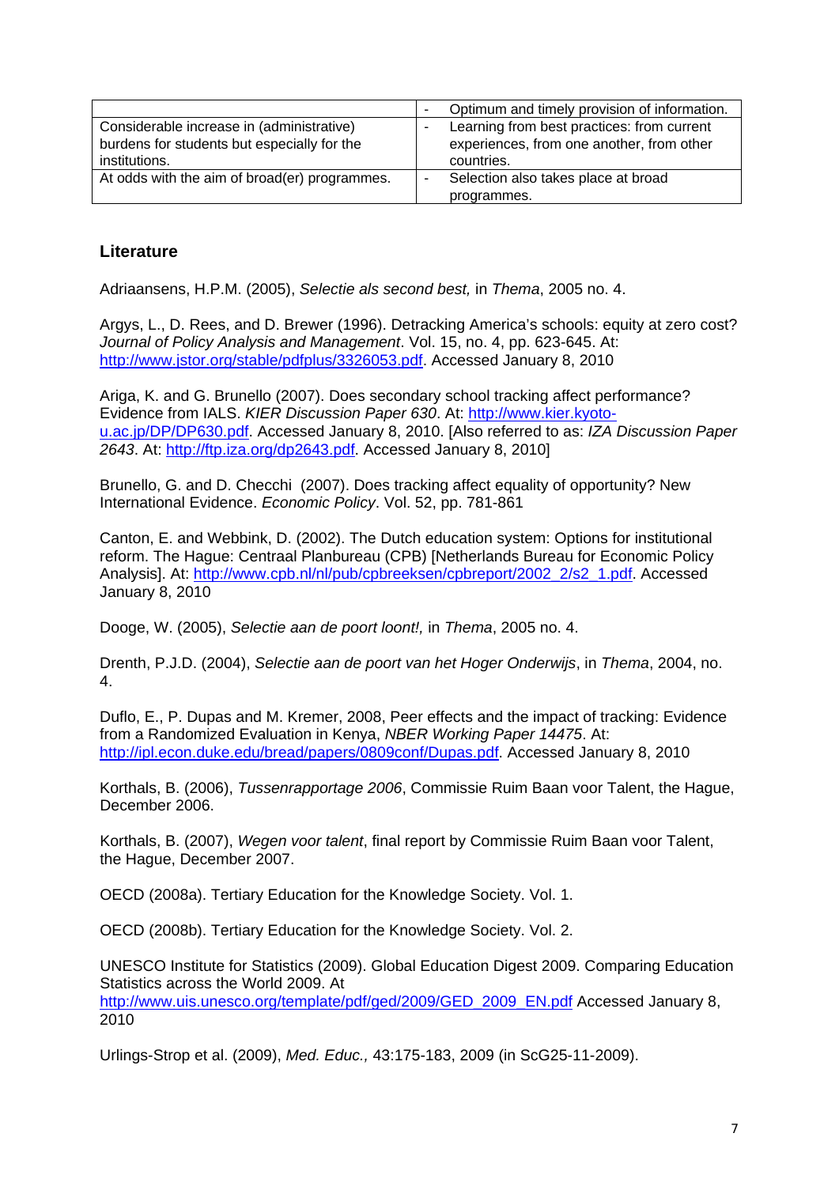| | |
|---|---|
| | - Optimum and timely provision of information. |
| Considerable increase in (administrative) burdens for students but especially for the institutions. | - Learning from best practices: from current experiences, from one another, from other countries. |
| At odds with the aim of broad(er) programmes. | - Selection also takes place at broad programmes. |

### Literature

Adriaansens, H.P.M. (2005), *Selectie als second best,* in *Thema*, 2005 no. 4.

Argys, L., D. Rees, and D. Brewer (1996). Detracking America's schools: equity at zero cost? *Journal of Policy Analysis and Management*. Vol. 15, no. 4, pp. 623-645. At: http://www.jstor.org/stable/pdfplus/3326053.pdf. Accessed January 8, 2010

Ariga, K. and G. Brunello (2007). Does secondary school tracking affect performance? Evidence from IALS. *KIER Discussion Paper 630*. At: http://www.kier.kyoto-u.ac.jp/DP/DP630.pdf. Accessed January 8, 2010. [Also referred to as: *IZA Discussion Paper 2643*. At: http://ftp.iza.org/dp2643.pdf. Accessed January 8, 2010]

Brunello, G. and D. Checchi (2007). Does tracking affect equality of opportunity? New International Evidence. *Economic Policy*. Vol. 52, pp. 781-861

Canton, E. and Webbink, D. (2002). The Dutch education system: Options for institutional reform. The Hague: Centraal Planbureau (CPB) [Netherlands Bureau for Economic Policy Analysis]. At: http://www.cpb.nl/nl/pub/cpbreeksen/cpbreport/2002_2/s2_1.pdf. Accessed January 8, 2010

Dooge, W. (2005), *Selectie aan de poort loont!,* in *Thema*, 2005 no. 4.

Drenth, P.J.D. (2004), *Selectie aan de poort van het Hoger Onderwijs*, in *Thema*, 2004, no. 4.

Duflo, E., P. Dupas and M. Kremer, 2008, Peer effects and the impact of tracking: Evidence from a Randomized Evaluation in Kenya, *NBER Working Paper 14475*. At: http://ipl.econ.duke.edu/bread/papers/0809conf/Dupas.pdf. Accessed January 8, 2010

Korthals, B. (2006), *Tussenrapportage 2006*, Commissie Ruim Baan voor Talent, the Hague, December 2006.

Korthals, B. (2007), *Wegen voor talent*, final report by Commissie Ruim Baan voor Talent, the Hague, December 2007.

OECD (2008a). Tertiary Education for the Knowledge Society. Vol. 1.

OECD (2008b). Tertiary Education for the Knowledge Society. Vol. 2.

UNESCO Institute for Statistics (2009). Global Education Digest 2009. Comparing Education Statistics across the World 2009. At http://www.uis.unesco.org/template/pdf/ged/2009/GED_2009_EN.pdf Accessed January 8, 2010

Urlings-Strop et al. (2009), *Med. Educ.,* 43:175-183, 2009 (in ScG25-11-2009).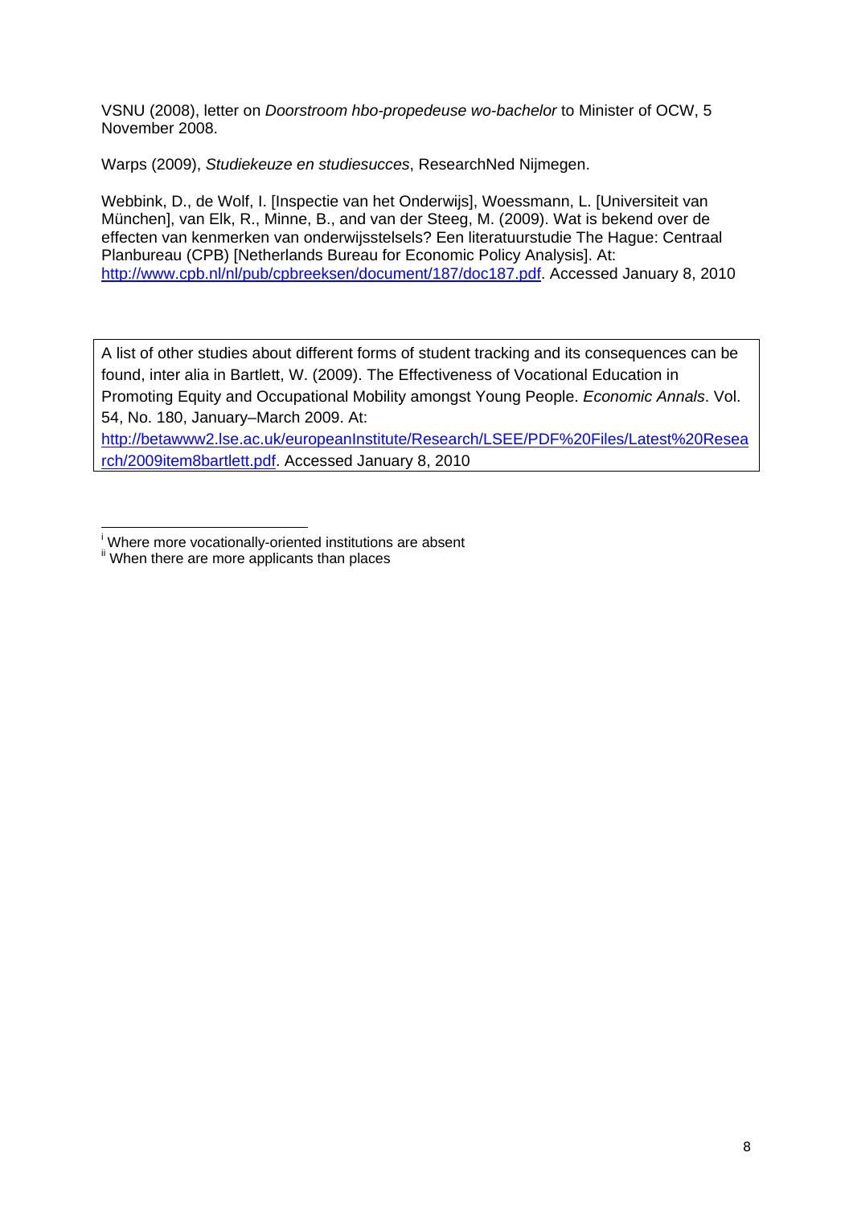VSNU (2008), letter on *Doorstroom hbo-propedeuse wo-bachelor* to Minister of OCW, 5 November 2008.

Warps (2009), *Studiekeuze en studiesucces*, ResearchNed Nijmegen.

Webbink, D., de Wolf, I. [Inspectie van het Onderwijs], Woessmann, L. [Universiteit van München], van Elk, R., Minne, B., and van der Steeg, M. (2009). Wat is bekend over de effecten van kenmerken van onderwijsstelsels? Een literatuurstudie The Hague: Centraal Planbureau (CPB) [Netherlands Bureau for Economic Policy Analysis]. At: http://www.cpb.nl/nl/pub/cpbreeksen/document/187/doc187.pdf. Accessed January 8, 2010

A list of other studies about different forms of student tracking and its consequences can be found, inter alia in Bartlett, W. (2009). The Effectiveness of Vocational Education in Promoting Equity and Occupational Mobility amongst Young People. *Economic Annals*. Vol. 54, No. 180, January–March 2009. At: http://betawww2.lse.ac.uk/europeanInstitute/Research/LSEE/PDF%20Files/Latest%20Research/2009item8bartlett.pdf. Accessed January 8, 2010

---

[i] Where more vocationally-oriented institutions are absent
[ii] When there are more applicants than places